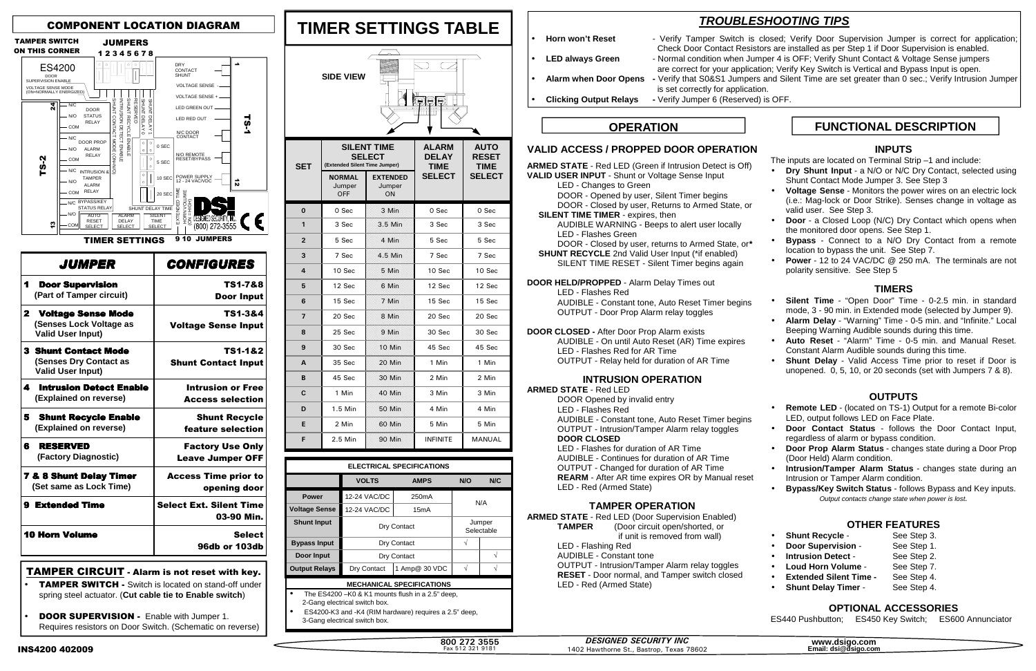## COMPONENT LOCATION DIAGRAM

TAMPER SWITCH ON THIS CORNER

JUMPERS 1 2 3 4 5 6 7 8

ES4200

DOOR SUPERVISION ENABLE

VOLTAGE SENSE MODE (ON=NORMALLY ENERGIZED)

SHUNT CONTACT MODE (ON=N/O)

INTRUSION DETECT ENABLE

SHUNT RECYCLE ENABLE

RESERVED

SHUNT DELAY 0

SHUNT DELAY 1

TS-2: 24, N/C, N/O, COM (DOOR STATUS RELAY); N/C, N/O, COM (DOOR PROP ALARM RELAY); N/C, N/O, COM (INTRUSION & TAMPER ALARM RELAY); N/C, N/O, COM (BYPASS/KEY STATUS RELAY); 13

TS-1: 1 DRY CONTACT SHUNT; VOLTAGE SENSE -; VOLTAGE SENSE +; LED GREEN OUT; LED RED OUT; N/C DOOR CONTACT; N/O REMOTE RESET/BYPASS; POWER SUPPLY 12 - 24 VAC/VDC; 12

0 SEC, 5 SEC, 10 SEC, 20 SEC — SHUNT DELAY TIME

AUTO RESET SELECT, ALARM DELAY SELECT, SILENT TIME SELECT

EXTENDED TIME, HORN VOLUME (ON=HIGH)

DESIGNED SECURITY, INC. (800) 272-3555

TIMER SETTINGS — 9 10 JUMPERS

| JUMPER | CONFIGURES |
|---|---|
| **1 Door Supervision** (Part of Tamper circuit) | **TS1-7&8** Door Input |
| **2 Voltage Sense Mode** (Senses Lock Voltage as Valid User Input) | **TS1-3&4** Voltage Sense Input |
| **3 Shunt Contact Mode** (Senses Dry Contact as Valid User Input) | **TS1-1&2** Shunt Contact Input |
| **4 Intrusion Detect Enable** (Explained on reverse) | Intrusion or Free Access selection |
| **5 Shunt Recycle Enable** (Explained on reverse) | Shunt Recycle feature selection |
| **6 RESERVED** (Factory Diagnostic) | Factory Use Only Leave Jumper OFF |
| **7 & 8 Shunt Delay Timer** (Set same as Lock Time) | Access Time prior to opening door |
| **9 Extended Time** | Select Ext. Silent Time 03-90 Min. |
| **10 Horn Volume** | Select 96db or 103db |

### TAMPER CIRCUIT - Alarm is not reset with key.

- **TAMPER SWITCH -** Switch is located on stand-off under spring steel actuator. (**Cut cable tie to Enable switch**)
- **DOOR SUPERVISION -** Enable with Jumper 1. Requires resistors on Door Switch. (Schematic on reverse)

# TIMER SETTINGS TABLE

SIDE VIEW

| SET | SILENT TIME SELECT (Extended Silent Time Jumper) NORMAL Jumper OFF | EXTENDED Jumper ON | ALARM DELAY TIME SELECT | AUTO RESET TIME SELECT |
|---|---|---|---|---|
| 0 | 0 Sec | 3 Min | 0 Sec | 0 Sec |
| 1 | 3 Sec | 3.5 Min | 3 Sec | 3 Sec |
| 2 | 5 Sec | 4 Min | 5 Sec | 5 Sec |
| 3 | 7 Sec | 4.5 Min | 7 Sec | 7 Sec |
| 4 | 10 Sec | 5 Min | 10 Sec | 10 Sec |
| 5 | 12 Sec | 6 Min | 12 Sec | 12 Sec |
| 6 | 15 Sec | 7 Min | 15 Sec | 15 Sec |
| 7 | 20 Sec | 8 Min | 20 Sec | 20 Sec |
| 8 | 25 Sec | 9 Min | 30 Sec | 30 Sec |
| 9 | 30 Sec | 10 Min | 45 Sec | 45 Sec |
| A | 35 Sec | 20 Min | 1 Min | 1 Min |
| B | 45 Sec | 30 Min | 2 Min | 2 Min |
| C | 1 Min | 40 Min | 3 Min | 3 Min |
| D | 1.5 Min | 50 Min | 4 Min | 4 Min |
| E | 2 Min | 60 Min | 5 Min | 5 Min |
| F | 2.5 Min | 90 Min | INFINITE | MANUAL |

| ELECTRICAL SPECIFICATIONS | VOLTS | AMPS | N/O | N/C |
|---|---|---|---|---|
| **Power** | 12-24 VAC/DC | 250mA | N/A | |
| **Voltage Sense** | 12-24 VAC/DC | 15mA | | |
| **Shunt Input** | Dry Contact | | Jumper Selectable | |
| **Bypass Input** | Dry Contact | | √ | |
| **Door Input** | Dry Contact | | | √ |
| **Output Relays** | Dry Contact | 1 Amp@ 30 VDC | √ | √ |

**MECHANICAL SPECIFICATIONS**

- The ES4200 –K0 & K1 mounts flush in a 2.5" deep, 2-Gang electrical switch box.
- ES4200-K3 and -K4 (RIM hardware) requires a 2.5" deep, 3-Gang electrical switch box.

## TROUBLESHOOTING TIPS

- **Horn won't Reset** - Verify Tamper Switch is closed; Verify Door Supervision Jumper is correct for application; Check Door Contact Resistors are installed as per Step 1 if Door Supervision is enabled.
- **LED always Green** - Normal condition when Jumper 4 is OFF; Verify Shunt Contact & Voltage Sense jumpers are correct for your application; Verify Key Switch is Vertical and Bypass Input is open.
- **Alarm when Door Opens** - Verify that S0&S1 Jumpers and Silent Time are set greater than 0 sec.; Verify Intrusion Jumper is set correctly for application.
- **Clicking Output Relays** - Verify Jumper 6 (Reserved) is OFF.

## OPERATION

### VALID ACCESS / PROPPED DOOR OPERATION

**ARMED STATE** - Red LED (Green if Intrusion Detect is Off)

**VALID USER INPUT** - Shunt or Voltage Sense Input
LED - Changes to Green
DOOR - Opened by user, Silent Timer begins
DOOR - Closed by user, Returns to Armed State, or

**SILENT TIME TIMER** - expires, then
AUDIBLE WARNING - Beeps to alert user locally
LED - Flashes Green
DOOR - Closed by user, returns to Armed State, or*

**SHUNT RECYCLE** 2nd Valid User Input (*if enabled)
SILENT TIME RESET - Silent Timer begins again

**DOOR HELD/PROPPED** - Alarm Delay Times out
LED - Flashes Red
AUDIBLE - Constant tone, Auto Reset Timer begins
OUTPUT - Door Prop Alarm relay toggles

**DOOR CLOSED -** After Door Prop Alarm exists
AUDIBLE - On until Auto Reset (AR) Time expires
LED - Flashes Red for AR Time
OUTPUT - Relay held for duration of AR Time

### INTRUSION OPERATION

**ARMED STATE** - Red LED
DOOR Opened by invalid entry
LED - Flashes Red
AUDIBLE - Constant tone, Auto Reset Timer begins
OUTPUT - Intrusion/Tamper Alarm relay toggles
**DOOR CLOSED**
LED - Flashes for duration of AR Time
AUDIBLE - Continues for duration of AR Time
OUTPUT - Changed for duration of AR Time
**REARM** - After AR time expires OR by Manual reset
LED - Red (Armed State)

### TAMPER OPERATION

**ARMED STATE** - Red LED (Door Supervision Enabled)
**TAMPER** (Door circuit open/shorted, or if unit is removed from wall)
LED - Flashing Red
AUDIBLE - Constant tone
OUTPUT - Intrusion/Tamper Alarm relay toggles
**RESET** - Door normal, and Tamper switch closed
LED - Red (Armed State)

## FUNCTIONAL DESCRIPTION

### INPUTS

The inputs are located on Terminal Strip –1 and include:

- **Dry Shunt Input** - a N/O or N/C Dry Contact, selected using Shunt Contact Mode Jumper 3. See Step 3
- **Voltage Sense** - Monitors the power wires on an electric lock (i.e.: Mag-lock or Door Strike). Senses change in voltage as valid user. See Step 3.
- **Door** - a Closed Loop (N/C) Dry Contact which opens when the monitored door opens. See Step 1.
- **Bypass** - Connect to a N/O Dry Contact from a remote location to bypass the unit. See Step 7.
- **Power** - 12 to 24 VAC/DC @ 250 mA. The terminals are not polarity sensitive. See Step 5

### TIMERS

- **Silent Time** - "Open Door" Time - 0-2.5 min. in standard mode, 3 - 90 min. in Extended mode (selected by Jumper 9).
- **Alarm Delay** - "Warning" Time - 0-5 min. and "Infinite." Local Beeping Warning Audible sounds during this time.
- **Auto Reset** - "Alarm" Time - 0-5 min. and Manual Reset. Constant Alarm Audible sounds during this time.
- **Shunt Delay** - Valid Access Time prior to reset if Door is unopened. 0, 5, 10, or 20 seconds (set with Jumpers 7 & 8).

### OUTPUTS

- **Remote LED** - (located on TS-1) Output for a remote Bi-color LED, output follows LED on Face Plate.
- **Door Contact Status** - follows the Door Contact Input, regardless of alarm or bypass condition.
- **Door Prop Alarm Status** - changes state during a Door Prop (Door Held) Alarm condition.
- **Intrusion/Tamper Alarm Status** - changes state during an Intrusion or Tamper Alarm condition.
- **Bypass/Key Switch Status** - follows Bypass and Key inputs.

*Output contacts change state when power is lost.*

### OTHER FEATURES

- **Shunt Recycle** - See Step 3.
- **Door Supervision** - See Step 1.
- **Intrusion Detect** - See Step 2.
- **Loud Horn Volume** - See Step 7.
- **Extended Silent Time** - See Step 4.
- **Shunt Delay Timer** - See Step 4.

### OPTIONAL ACCESSORIES

ES440 Pushbutton; ES450 Key Switch; ES600 Annunciator

INS4200 402009

800 272 3555 Fax 512 321 9181 — *DESIGNED SECURITY INC* 1402 Hawthorne St., Bastrop, Texas 78602 — www.dsigo.com Email: dsi@dsigo.com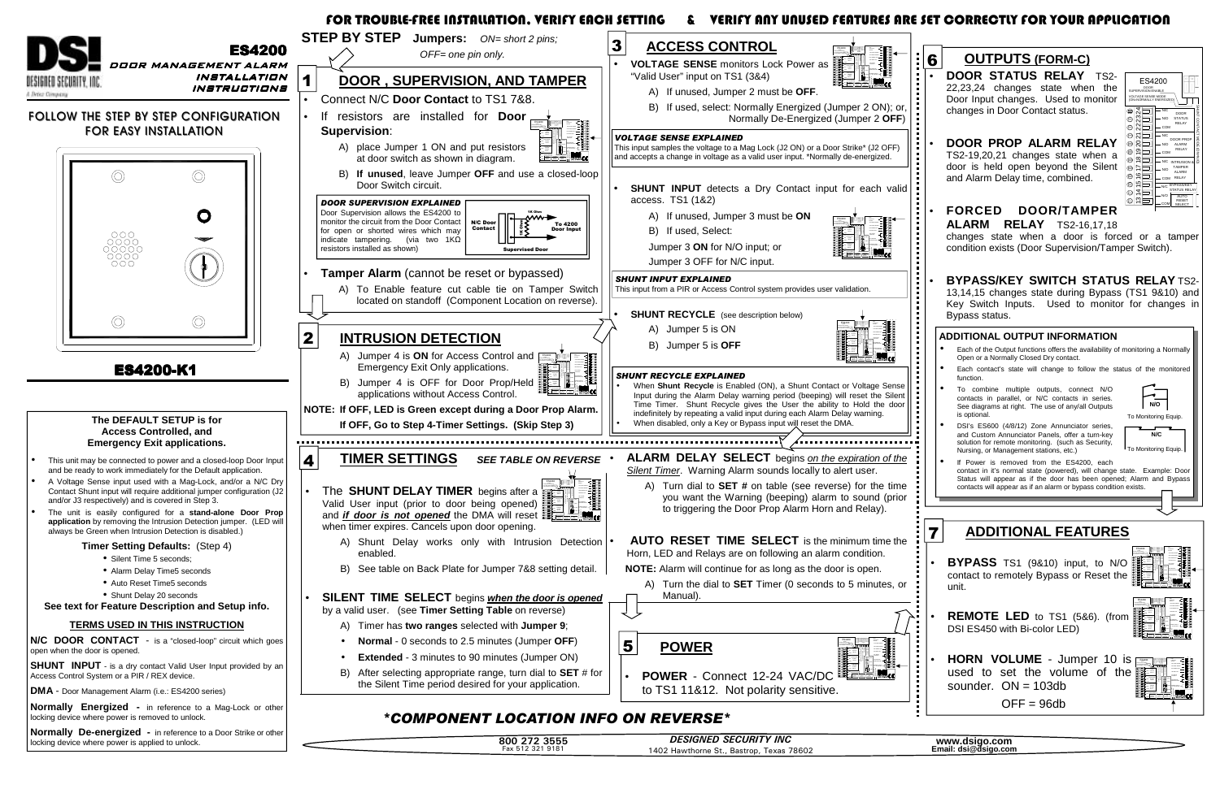# FOR TROUBLE-FREE INSTALLATION, VERIFY EACH SETTING & VERIFY ANY UNUSED FEATURES ARE SET CORRECTLY FOR YOUR APPLICATION

DSI DESIGNED SECURITY, INC. A Dortex Company

## ES4200

*DOOR MANAGEMENT ALARM INSTALLATION INSTRUCTIONS*

FOLLOW THE STEP BY STEP CONFIGURATION FOR EASY INSTALLATION

## ES4200-K1

**The DEFAULT SETUP is for Access Controlled, and Emergency Exit applications.**

- This unit may be connected to power and a closed-loop Door Input and be ready to work immediately for the Default application.
- A Voltage Sense input used with a Mag-Lock, and/or a N/C Dry Contact Shunt input will require additional jumper configuration (J2 and/or J3 respectively) and is covered in Step 3.
- The unit is easily configured for a **stand-alone Door Prop application** by removing the Intrusion Detection jumper. (LED will always be Green when Intrusion Detection is disabled.)

**Timer Setting Defaults:** (Step 4)

- Silent Time 5 seconds;
- Alarm Delay Time5 seconds
- Auto Reset Time5 seconds
- Shunt Delay 20 seconds

**See text for Feature Description and Setup info.**

### TERMS USED IN THIS INSTRUCTION

**N/C DOOR CONTACT** - is a "closed-loop" circuit which goes open when the door is opened.

**SHUNT INPUT** - is a dry contact Valid User Input provided by an Access Control System or a PIR / REX device.

**DMA** - Door Management Alarm (i.e.: ES4200 series)

**Normally Energized** - in reference to a Mag-Lock or other locking device where power is removed to unlock.

**Normally De-energized** - in reference to a Door Strike or other locking device where power is applied to unlock.

**STEP BY STEP Jumpers:** *ON= short 2 pins; OFF= one pin only.*

## 1 DOOR , SUPERVISION, AND TAMPER

- Connect N/C **Door Contact** to TS1 7&8.
- If resistors are installed for **Door Supervision**:
  - A) place Jumper 1 ON and put resistors at door switch as shown in diagram.
  - B) **If unused**, leave Jumper **OFF** and use a closed-loop Door Switch circuit.

***DOOR SUPERVISION EXPLAINED***

Door Supervision allows the ES4200 to monitor the circuit from the Door Contact for open or shorted wires which may indicate tampering. (via two 1KΩ resistors installed as shown)

N/C Door Contact — 1K Ohm — 1K Ohm — To 4200 Door Input — Supervised Door

- **Tamper Alarm** (cannot be reset or bypassed)
  - A) To Enable feature cut cable tie on Tamper Switch located on standoff (Component Location on reverse).

## 2 INTRUSION DETECTION

- A) Jumper 4 is **ON** for Access Control and Emergency Exit Only applications.
- B) Jumper 4 is OFF for Door Prop/Held applications without Access Control.

**NOTE: If OFF, LED is Green except during a Door Prop Alarm. If OFF, Go to Step 4-Timer Settings. (Skip Step 3)**

## 3 ACCESS CONTROL

- **VOLTAGE SENSE** monitors Lock Power as "Valid User" input on TS1 (3&4)
  - A) If unused, Jumper 2 must be **OFF**.
  - B) If used, select: Normally Energized (Jumper 2 ON); or, Normally De-Energized (Jumper 2 **OFF**)

***VOLTAGE SENSE EXPLAINED***

This input samples the voltage to a Mag Lock (J2 ON) or a Door Strike* (J2 OFF) and accepts a change in voltage as a valid user input. *Normally de-energized.

- **SHUNT INPUT** detects a Dry Contact input for each valid access. TS1 (1&2)
  - A) If unused, Jumper 3 must be **ON**
  - B) If used, Select:

  Jumper 3 **ON** for N/O input; or

  Jumper 3 OFF for N/C input.

***SHUNT INPUT EXPLAINED***

This input from a PIR or Access Control system provides user validation.

- **SHUNT RECYCLE** (see description below)
  - A) Jumper 5 is ON
  - B) Jumper 5 is **OFF**

***SHUNT RECYCLE EXPLAINED***

- When **Shunt Recycle** is Enabled (ON), a Shunt Contact or Voltage Sense Input during the Alarm Delay warning period (beeping) will reset the Silent Time Timer. Shunt Recycle gives the User the ability to Hold the door indefinitely by repeating a valid input during each Alarm Delay warning.
- When disabled, only a Key or Bypass input will reset the DMA.

## 4 TIMER SETTINGS *SEE TABLE ON REVERSE*

- The **SHUNT DELAY TIMER** begins after a Valid User input (prior to door being opened) and ***if door is not opened*** the DMA will reset when timer expires. Cancels upon door opening.
  - A) Shunt Delay works only with Intrusion Detection enabled.
  - B) See table on Back Plate for Jumper 7&8 setting detail.
- **SILENT TIME SELECT** begins ***when the door is opened*** by a valid user. (see **Timer Setting Table** on reverse)
  - A) Timer has **two ranges** selected with **Jumper 9**;
    - **Normal** - 0 seconds to 2.5 minutes (Jumper **OFF**)
    - **Extended** - 3 minutes to 90 minutes (Jumper ON)
  - B) After selecting appropriate range, turn dial to **SET** # for the Silent Time period desired for your application.
- **ALARM DELAY SELECT** begins ***on the expiration of the Silent Timer***. Warning Alarm sounds locally to alert user.
  - A) Turn dial to **SET #** on table (see reverse) for the time you want the Warning (beeping) alarm to sound (prior to triggering the Door Prop Alarm Horn and Relay).
- **AUTO RESET TIME SELECT** is the minimum time the Horn, LED and Relays are on following an alarm condition.

**NOTE:** Alarm will continue for as long as the door is open.

  - A) Turn the dial to **SET** Timer (0 seconds to 5 minutes, or Manual).

## 5 POWER

- **POWER** - Connect 12-24 VAC/DC to TS1 11&12. Not polarity sensitive.

## 6 OUTPUTS (FORM-C)

- **DOOR STATUS RELAY** TS2-22,23,24 changes state when the Door Input changes. Used to monitor changes in Door Contact status.
- **DOOR PROP ALARM RELAY** TS2-19,20,21 changes state when a door is held open beyond the Silent and Alarm Delay time, combined.
- **FORCED DOOR/TAMPER ALARM RELAY** TS2-16,17,18 changes state when a door is forced or a tamper condition exists (Door Supervision/Tamper Switch).
- **BYPASS/KEY SWITCH STATUS RELAY** TS2-13,14,15 changes state during Bypass (TS1 9&10) and Key Switch Inputs. Used to monitor for changes in Bypass status.

### ADDITIONAL OUTPUT INFORMATION

- Each of the Output functions offers the availability of monitoring a Normally Open or a Normally Closed Dry contact.
- Each contact's state will change to follow the status of the monitored function.
- To combine multiple outputs, connect N/O contacts in parallel, or N/C contacts in series. See diagrams at right. The use of any/all Outputs is optional.
- DSI's ES600 (4/8/12) Zone Annunciator series, and Custom Annunciator Panels, offer a turn-key solution for remote monitoring. (such as Security, Nursing, or Management stations, etc.)
- If Power is removed from the ES4200, each contact in it's normal state (powered), will change state. Example: Door Status will appear as if the door has been opened; Alarm and Bypass contacts will appear as if an alarm or bypass condition exists.

N/O — To Monitoring Equip.

N/C — To Monitoring Equip.

## 7 ADDITIONAL FEATURES

- **BYPASS** TS1 (9&10) input, to N/O contact to remotely Bypass or Reset the unit.
- **REMOTE LED** to TS1 (5&6). (from DSI ES450 with Bi-color LED)
- **HORN VOLUME** - Jumper 10 is used to set the volume of the sounder. ON = 103db

  OFF = 96db

## *\*COMPONENT LOCATION INFO ON REVERSE\**

800 272 3555 Fax 512 321 9181 — ***DESIGNED SECURITY INC*** 1402 Hawthorne St., Bastrop, Texas 78602 — www.dsigo.com Email: dsi@dsigo.com